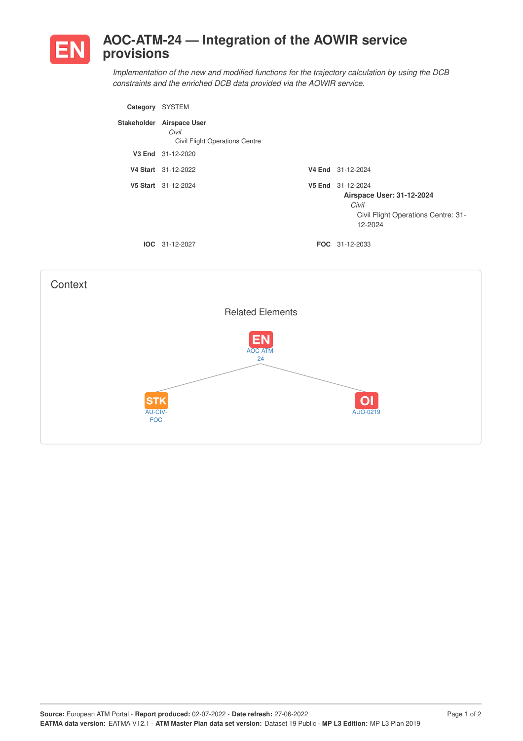# EN AOC-ATM-24 — Integration of the AOWIR service provisions

*Implementation of the new and modified functions for the trajectory calculation by using the DCB constraints and the enriched DCB data provided via the AOWIR service.*

**Category** SYSTEM

**Stakeholder** **Airspace User**
*Civil*
Civil Flight Operations Centre

**V3 End** 31-12-2020

**V4 Start** 31-12-2022

**V4 End** 31-12-2024

**V5 Start** 31-12-2024

**V5 End** 31-12-2024
**Airspace User: 31-12-2024**
*Civil*
Civil Flight Operations Centre: 31-12-2024

**IOC** 31-12-2027

**FOC** 31-12-2033

## Context

### Related Elements

EN AOC-ATM-24

STK AU-CIV-FOC

OI AUO-0219

**Source:** European ATM Portal - **Report produced:** 02-07-2022 - **Date refresh:** 27-06-2022
**EATMA data version:** EATMA V12.1 - **ATM Master Plan data set version:** Dataset 19 Public - **MP L3 Edition:** MP L3 Plan 2019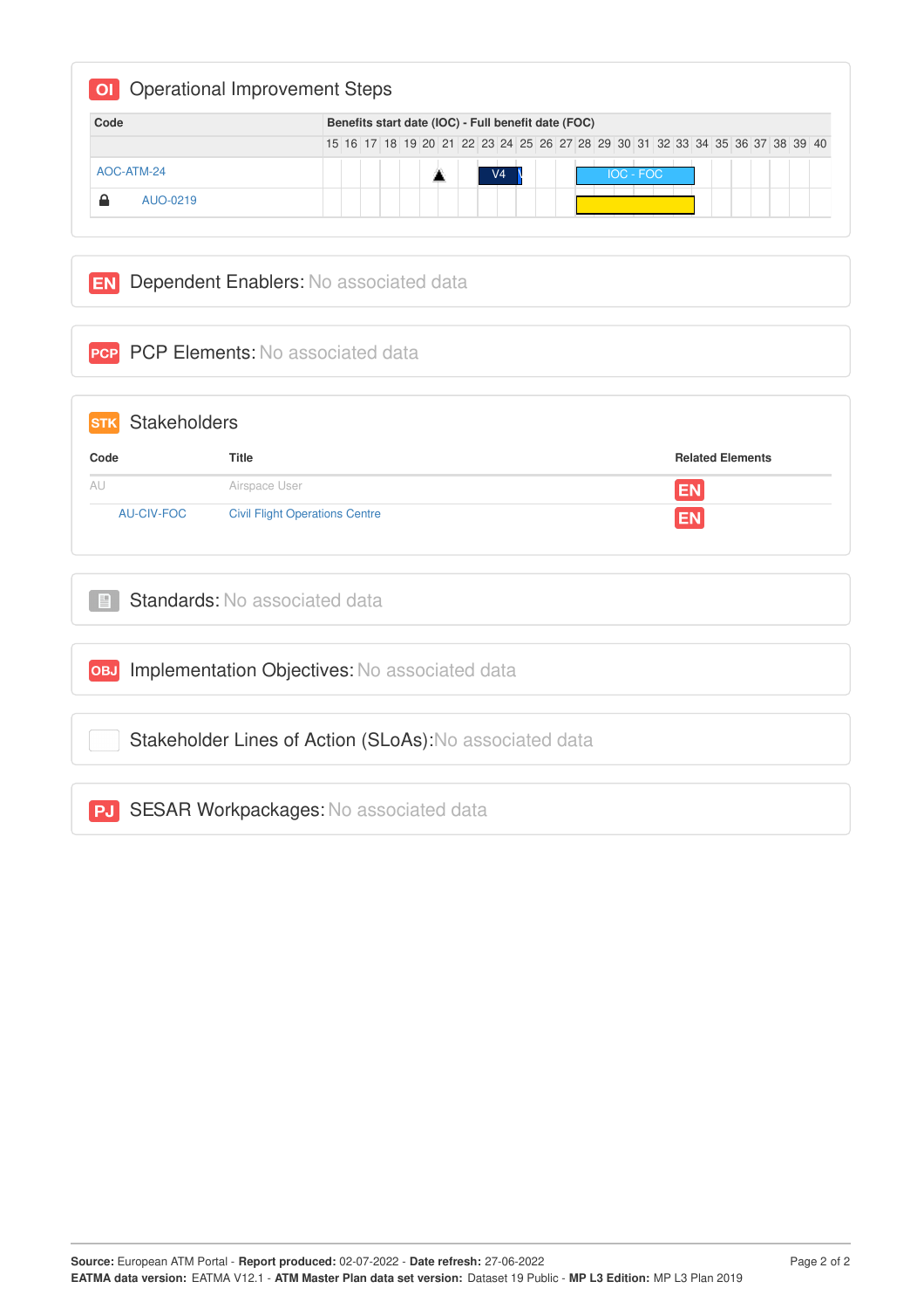## OI Operational Improvement Steps

| Code | Benefits start date (IOC) - Full benefit date (FOC) |
|---|---|
| | 15 16 17 18 19 20 21 22 23 24 25 26 27 28 29 30 31 32 33 34 35 36 37 38 39 40 |
| AOC-ATM-24 | V4 IOC - FOC |
| AUO-0219 | |

## EN Dependent Enablers: No associated data

## PCP PCP Elements: No associated data

## STK Stakeholders

| Code | Title | Related Elements |
|---|---|---|
| AU | Airspace User | EN |
| AU-CIV-FOC | Civil Flight Operations Centre | EN |

## Standards: No associated data

## OBJ Implementation Objectives: No associated data

## Stakeholder Lines of Action (SLoAs): No associated data

## PJ SESAR Workpackages: No associated data

**Source:** European ATM Portal - **Report produced:** 02-07-2022 - **Date refresh:** 27-06-2022
**EATMA data version:** EATMA V12.1 - **ATM Master Plan data set version:** Dataset 19 Public - **MP L3 Edition:** MP L3 Plan 2019